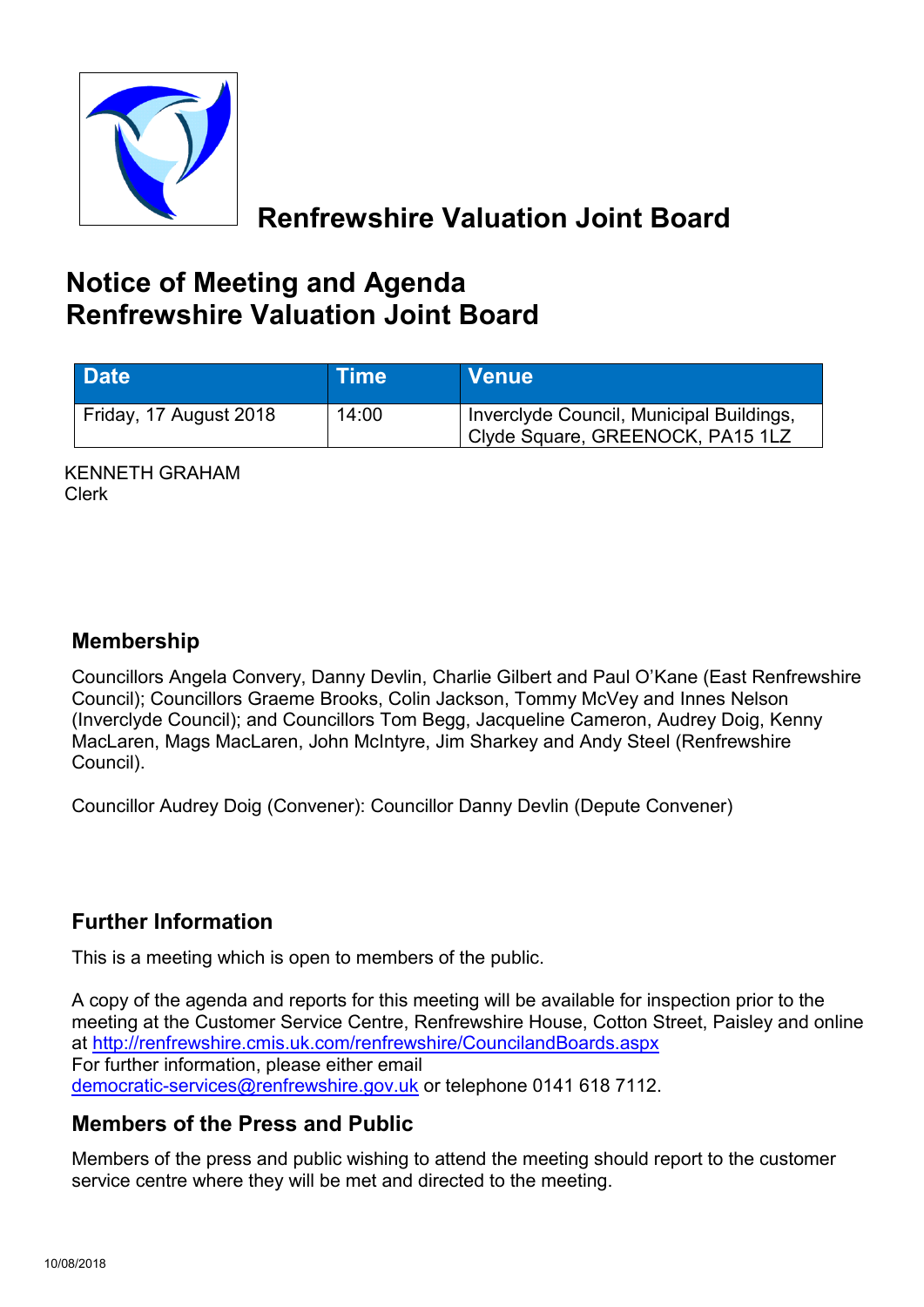# Renfrewshire Valuation Joint Board

## Notice of Meeting and Agenda
## Renfrewshire Valuation Joint Board

| Date | Time | Venue |
|---|---|---|
| Friday, 17 August 2018 | 14:00 | Inverclyde Council, Municipal Buildings, Clyde Square, GREENOCK, PA15 1LZ |

KENNETH GRAHAM
Clerk

### Membership

Councillors Angela Convery, Danny Devlin, Charlie Gilbert and Paul O'Kane (East Renfrewshire Council); Councillors Graeme Brooks, Colin Jackson, Tommy McVey and Innes Nelson (Inverclyde Council); and Councillors Tom Begg, Jacqueline Cameron, Audrey Doig, Kenny MacLaren, Mags MacLaren, John McIntyre, Jim Sharkey and Andy Steel (Renfrewshire Council).

Councillor Audrey Doig (Convener): Councillor Danny Devlin (Depute Convener)

### Further Information

This is a meeting which is open to members of the public.

A copy of the agenda and reports for this meeting will be available for inspection prior to the meeting at the Customer Service Centre, Renfrewshire House, Cotton Street, Paisley and online at http://renfrewshire.cmis.uk.com/renfrewshire/CouncilandBoards.aspx
For further information, please either email democratic-services@renfrewshire.gov.uk or telephone 0141 618 7112.

### Members of the Press and Public

Members of the press and public wishing to attend the meeting should report to the customer service centre where they will be met and directed to the meeting.

10/08/2018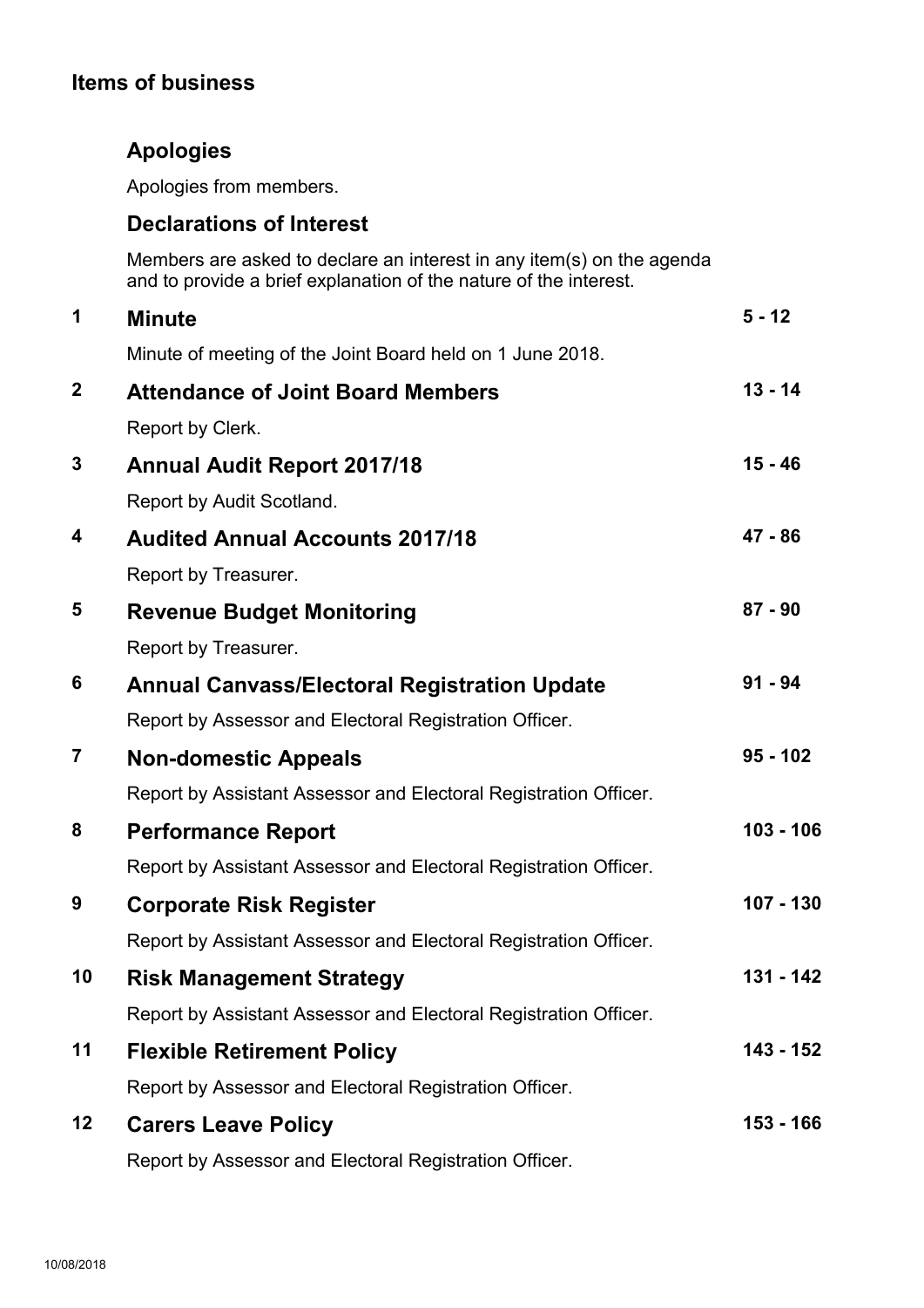## Items of business

### Apologies

Apologies from members.

### Declarations of Interest

Members are asked to declare an interest in any item(s) on the agenda and to provide a brief explanation of the nature of the interest.

| | | |
|---|---|---|
| **1** | **Minute**<br>Minute of meeting of the Joint Board held on 1 June 2018. | **5 - 12** |
| **2** | **Attendance of Joint Board Members**<br>Report by Clerk. | **13 - 14** |
| **3** | **Annual Audit Report 2017/18**<br>Report by Audit Scotland. | **15 - 46** |
| **4** | **Audited Annual Accounts 2017/18**<br>Report by Treasurer. | **47 - 86** |
| **5** | **Revenue Budget Monitoring**<br>Report by Treasurer. | **87 - 90** |
| **6** | **Annual Canvass/Electoral Registration Update**<br>Report by Assessor and Electoral Registration Officer. | **91 - 94** |
| **7** | **Non-domestic Appeals**<br>Report by Assistant Assessor and Electoral Registration Officer. | **95 - 102** |
| **8** | **Performance Report**<br>Report by Assistant Assessor and Electoral Registration Officer. | **103 - 106** |
| **9** | **Corporate Risk Register**<br>Report by Assistant Assessor and Electoral Registration Officer. | **107 - 130** |
| **10** | **Risk Management Strategy**<br>Report by Assistant Assessor and Electoral Registration Officer. | **131 - 142** |
| **11** | **Flexible Retirement Policy**<br>Report by Assessor and Electoral Registration Officer. | **143 - 152** |
| **12** | **Carers Leave Policy**<br>Report by Assessor and Electoral Registration Officer. | **153 - 166** |

10/08/2018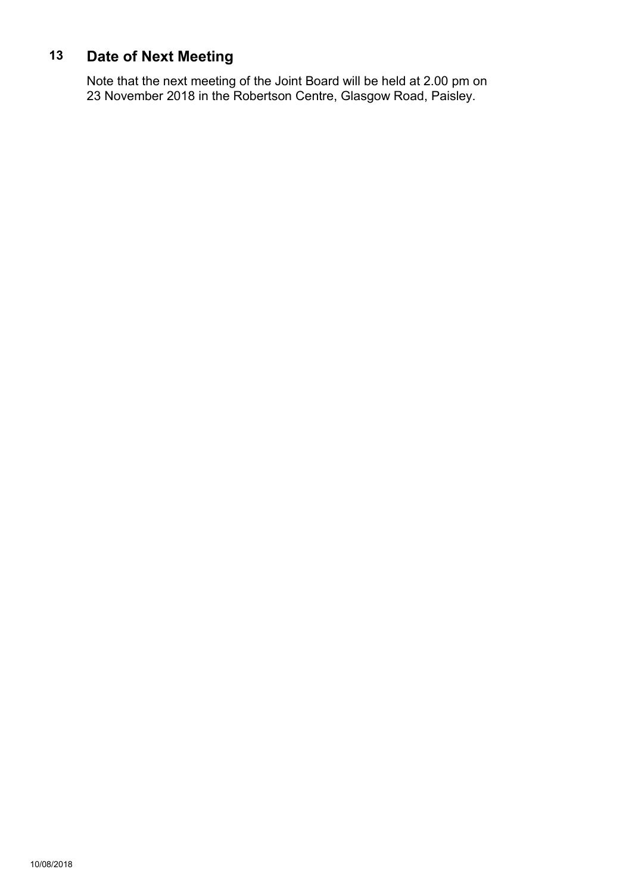## 13 Date of Next Meeting

Note that the next meeting of the Joint Board will be held at 2.00 pm on 23 November 2018 in the Robertson Centre, Glasgow Road, Paisley.